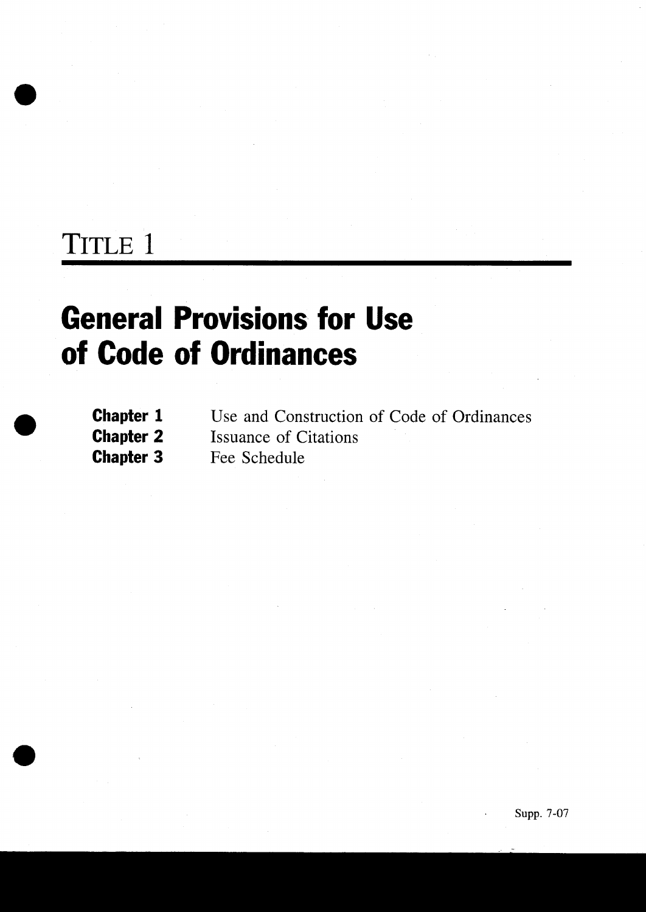# TITLE 1

## General Provisions for Use of Code of Ordinances

**Chapter 1** Use and Construction of Code of Ordinances
**Chapter 2** Issuance of Citations
**Chapter 3** Fee Schedule

Supp. 7-07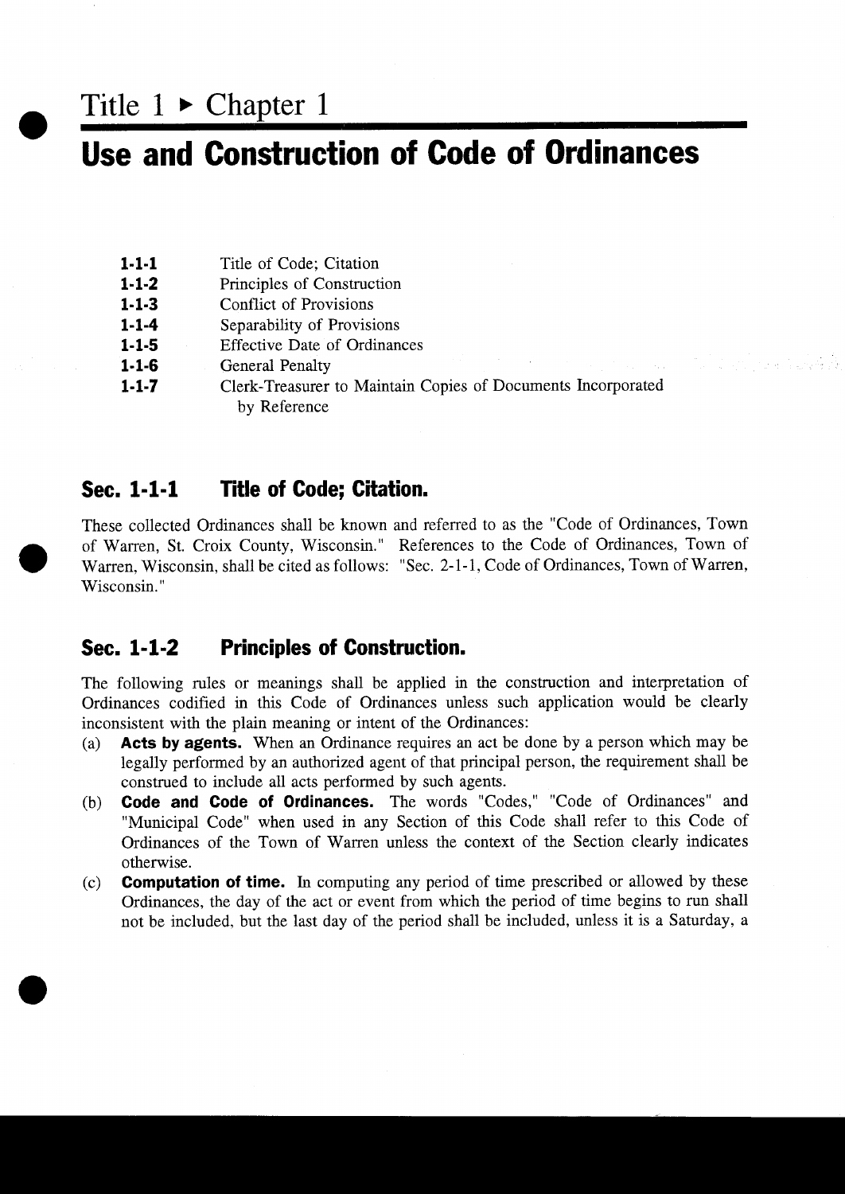# Title 1 ▸ Chapter 1

# Use and Construction of Code of Ordinances

| | |
|---|---|
| **1-1-1** | Title of Code; Citation |
| **1-1-2** | Principles of Construction |
| **1-1-3** | Conflict of Provisions |
| **1-1-4** | Separability of Provisions |
| **1-1-5** | Effective Date of Ordinances |
| **1-1-6** | General Penalty |
| **1-1-7** | Clerk-Treasurer to Maintain Copies of Documents Incorporated by Reference |

## Sec. 1-1-1 Title of Code; Citation.

These collected Ordinances shall be known and referred to as the "Code of Ordinances, Town of Warren, St. Croix County, Wisconsin." References to the Code of Ordinances, Town of Warren, Wisconsin, shall be cited as follows: "Sec. 2-1-1, Code of Ordinances, Town of Warren, Wisconsin."

## Sec. 1-1-2 Principles of Construction.

The following rules or meanings shall be applied in the construction and interpretation of Ordinances codified in this Code of Ordinances unless such application would be clearly inconsistent with the plain meaning or intent of the Ordinances:

(a) **Acts by agents.** When an Ordinance requires an act be done by a person which may be legally performed by an authorized agent of that principal person, the requirement shall be construed to include all acts performed by such agents.

(b) **Code and Code of Ordinances.** The words "Codes," "Code of Ordinances" and "Municipal Code" when used in any Section of this Code shall refer to this Code of Ordinances of the Town of Warren unless the context of the Section clearly indicates otherwise.

(c) **Computation of time.** In computing any period of time prescribed or allowed by these Ordinances, the day of the act or event from which the period of time begins to run shall not be included, but the last day of the period shall be included, unless it is a Saturday, a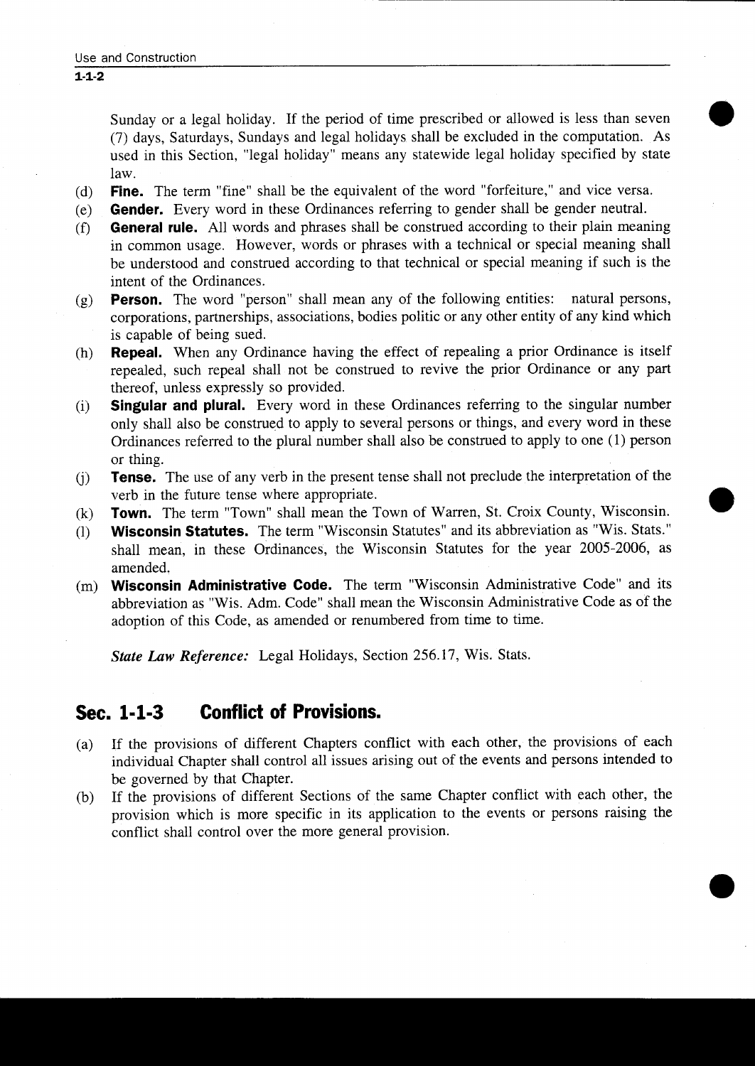Sunday or a legal holiday. If the period of time prescribed or allowed is less than seven (7) days, Saturdays, Sundays and legal holidays shall be excluded in the computation. As used in this Section, "legal holiday" means any statewide legal holiday specified by state law.

(d) **Fine.** The term "fine" shall be the equivalent of the word "forfeiture," and vice versa.

(e) **Gender.** Every word in these Ordinances referring to gender shall be gender neutral.

(f) **General rule.** All words and phrases shall be construed according to their plain meaning in common usage. However, words or phrases with a technical or special meaning shall be understood and construed according to that technical or special meaning if such is the intent of the Ordinances.

(g) **Person.** The word "person" shall mean any of the following entities: natural persons, corporations, partnerships, associations, bodies politic or any other entity of any kind which is capable of being sued.

(h) **Repeal.** When any Ordinance having the effect of repealing a prior Ordinance is itself repealed, such repeal shall not be construed to revive the prior Ordinance or any part thereof, unless expressly so provided.

(i) **Singular and plural.** Every word in these Ordinances referring to the singular number only shall also be construed to apply to several persons or things, and every word in these Ordinances referred to the plural number shall also be construed to apply to one (1) person or thing.

(j) **Tense.** The use of any verb in the present tense shall not preclude the interpretation of the verb in the future tense where appropriate.

(k) **Town.** The term "Town" shall mean the Town of Warren, St. Croix County, Wisconsin.

(l) **Wisconsin Statutes.** The term "Wisconsin Statutes" and its abbreviation as "Wis. Stats." shall mean, in these Ordinances, the Wisconsin Statutes for the year 2005-2006, as amended.

(m) **Wisconsin Administrative Code.** The term "Wisconsin Administrative Code" and its abbreviation as "Wis. Adm. Code" shall mean the Wisconsin Administrative Code as of the adoption of this Code, as amended or renumbered from time to time.

***State Law Reference:*** Legal Holidays, Section 256.17, Wis. Stats.

## Sec. 1-1-3 Conflict of Provisions.

(a) If the provisions of different Chapters conflict with each other, the provisions of each individual Chapter shall control all issues arising out of the events and persons intended to be governed by that Chapter.

(b) If the provisions of different Sections of the same Chapter conflict with each other, the provision which is more specific in its application to the events or persons raising the conflict shall control over the more general provision.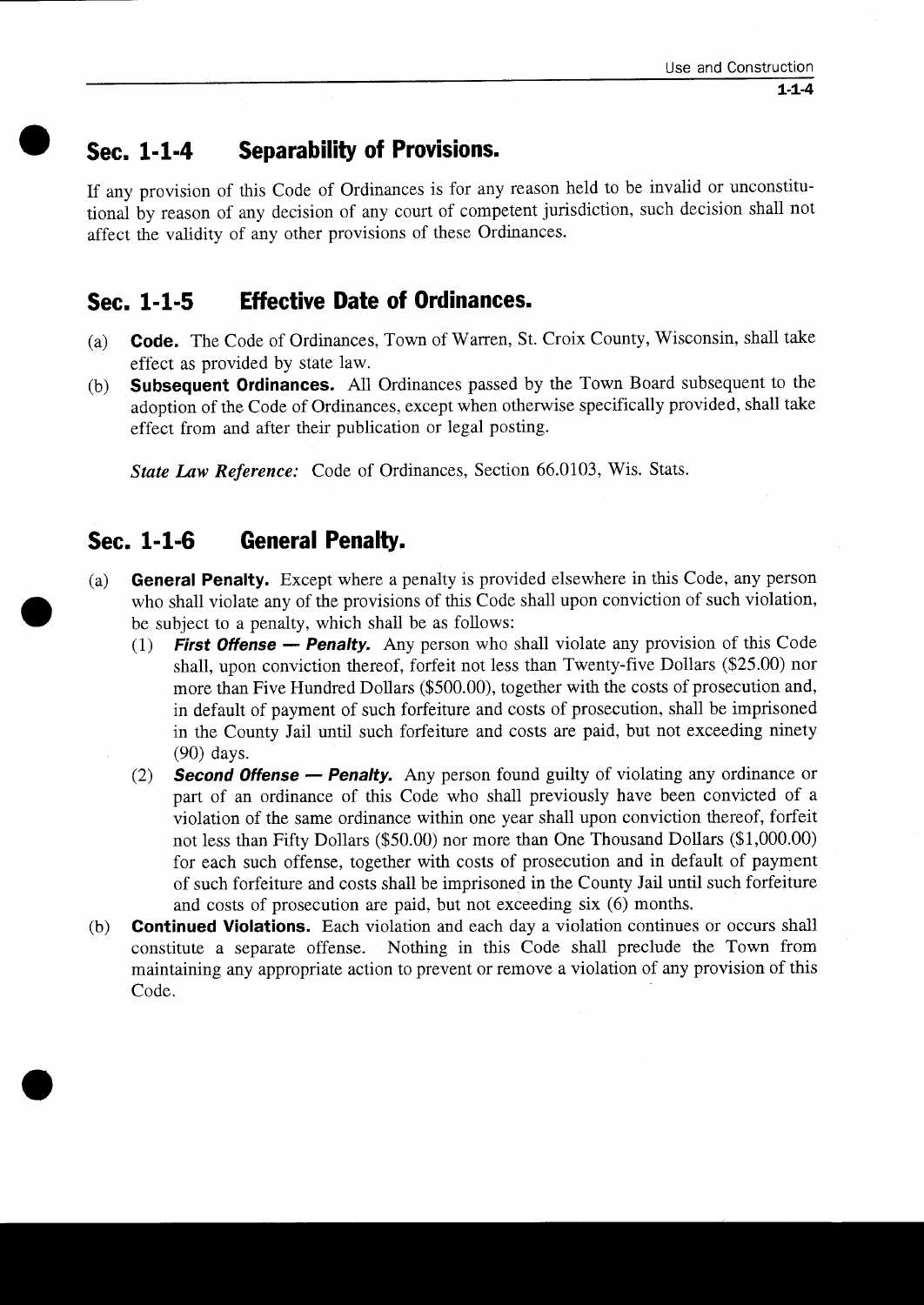## Sec. 1-1-4 Separability of Provisions.

If any provision of this Code of Ordinances is for any reason held to be invalid or unconstitutional by reason of any decision of any court of competent jurisdiction, such decision shall not affect the validity of any other provisions of these Ordinances.

## Sec. 1-1-5 Effective Date of Ordinances.

(a) **Code.** The Code of Ordinances, Town of Warren, St. Croix County, Wisconsin, shall take effect as provided by state law.

(b) **Subsequent Ordinances.** All Ordinances passed by the Town Board subsequent to the adoption of the Code of Ordinances, except when otherwise specifically provided, shall take effect from and after their publication or legal posting.

***State Law Reference:*** Code of Ordinances, Section 66.0103, Wis. Stats.

## Sec. 1-1-6 General Penalty.

(a) **General Penalty.** Except where a penalty is provided elsewhere in this Code, any person who shall violate any of the provisions of this Code shall upon conviction of such violation, be subject to a penalty, which shall be as follows:

   (1) ***First Offense — Penalty.*** Any person who shall violate any provision of this Code shall, upon conviction thereof, forfeit not less than Twenty-five Dollars ($25.00) nor more than Five Hundred Dollars ($500.00), together with the costs of prosecution and, in default of payment of such forfeiture and costs of prosecution, shall be imprisoned in the County Jail until such forfeiture and costs are paid, but not exceeding ninety (90) days.

   (2) ***Second Offense — Penalty.*** Any person found guilty of violating any ordinance or part of an ordinance of this Code who shall previously have been convicted of a violation of the same ordinance within one year shall upon conviction thereof, forfeit not less than Fifty Dollars ($50.00) nor more than One Thousand Dollars ($1,000.00) for each such offense, together with costs of prosecution and in default of payment of such forfeiture and costs shall be imprisoned in the County Jail until such forfeiture and costs of prosecution are paid, but not exceeding six (6) months.

(b) **Continued Violations.** Each violation and each day a violation continues or occurs shall constitute a separate offense. Nothing in this Code shall preclude the Town from maintaining any appropriate action to prevent or remove a violation of any provision of this Code.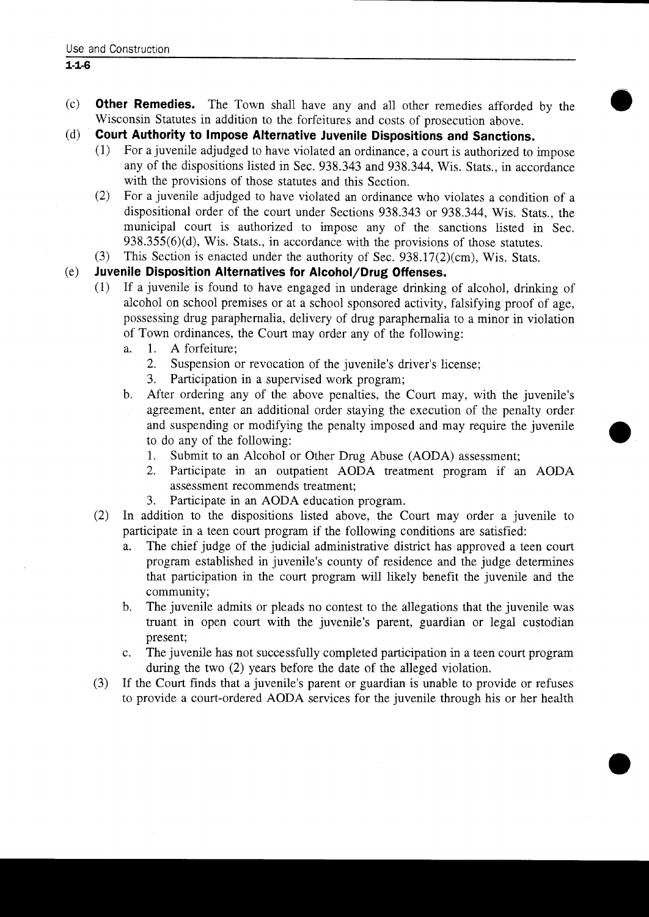(c) **Other Remedies.** The Town shall have any and all other remedies afforded by the Wisconsin Statutes in addition to the forfeitures and costs of prosecution above.

(d) **Court Authority to Impose Alternative Juvenile Dispositions and Sanctions.**

(1) For a juvenile adjudged to have violated an ordinance, a court is authorized to impose any of the dispositions listed in Sec. 938.343 and 938.344, Wis. Stats., in accordance with the provisions of those statutes and this Section.

(2) For a juvenile adjudged to have violated an ordinance who violates a condition of a dispositional order of the court under Sections 938.343 or 938.344, Wis. Stats., the municipal court is authorized to impose any of the sanctions listed in Sec. 938.355(6)(d), Wis. Stats., in accordance with the provisions of those statutes.

(3) This Section is enacted under the authority of Sec. 938.17(2)(cm), Wis. Stats.

(e) **Juvenile Disposition Alternatives for Alcohol/Drug Offenses.**

(1) If a juvenile is found to have engaged in underage drinking of alcohol, drinking of alcohol on school premises or at a school sponsored activity, falsifying proof of age, possessing drug paraphernalia, delivery of drug paraphernalia to a minor in violation of Town ordinances, the Court may order any of the following:

a. 1. A forfeiture;

2. Suspension or revocation of the juvenile's driver's license;

3. Participation in a supervised work program;

b. After ordering any of the above penalties, the Court may, with the juvenile's agreement, enter an additional order staying the execution of the penalty order and suspending or modifying the penalty imposed and may require the juvenile to do any of the following:

1. Submit to an Alcohol or Other Drug Abuse (AODA) assessment;

2. Participate in an outpatient AODA treatment program if an AODA assessment recommends treatment;

3. Participate in an AODA education program.

(2) In addition to the dispositions listed above, the Court may order a juvenile to participate in a teen court program if the following conditions are satisfied:

a. The chief judge of the judicial administrative district has approved a teen court program established in juvenile's county of residence and the judge determines that participation in the court program will likely benefit the juvenile and the community;

b. The juvenile admits or pleads no contest to the allegations that the juvenile was truant in open court with the juvenile's parent, guardian or legal custodian present;

c. The juvenile has not successfully completed participation in a teen court program during the two (2) years before the date of the alleged violation.

(3) If the Court finds that a juvenile's parent or guardian is unable to provide or refuses to provide a court-ordered AODA services for the juvenile through his or her health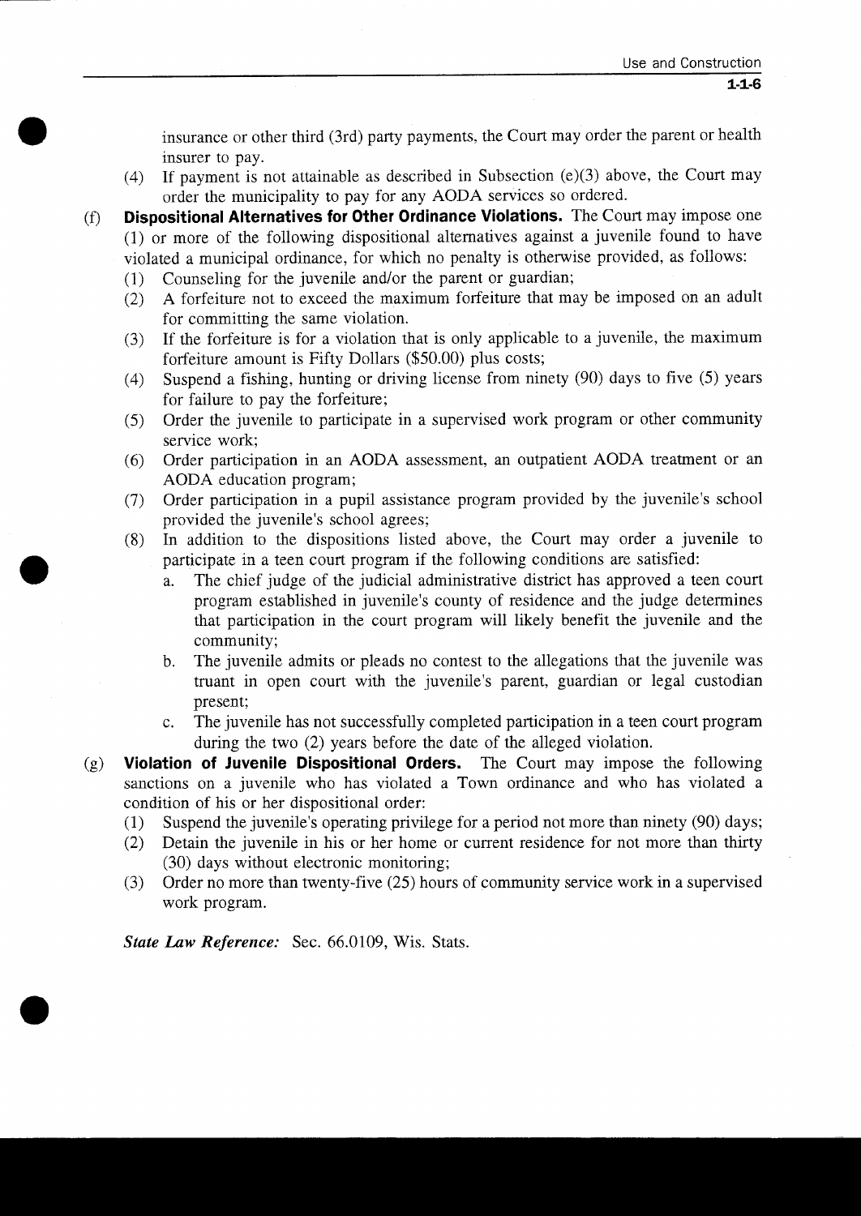insurance or other third (3rd) party payments, the Court may order the parent or health insurer to pay.

(4) If payment is not attainable as described in Subsection (e)(3) above, the Court may order the municipality to pay for any AODA services so ordered.

(f) **Dispositional Alternatives for Other Ordinance Violations.** The Court may impose one (1) or more of the following dispositional alternatives against a juvenile found to have violated a municipal ordinance, for which no penalty is otherwise provided, as follows:

(1) Counseling for the juvenile and/or the parent or guardian;

(2) A forfeiture not to exceed the maximum forfeiture that may be imposed on an adult for committing the same violation.

(3) If the forfeiture is for a violation that is only applicable to a juvenile, the maximum forfeiture amount is Fifty Dollars ($50.00) plus costs;

(4) Suspend a fishing, hunting or driving license from ninety (90) days to five (5) years for failure to pay the forfeiture;

(5) Order the juvenile to participate in a supervised work program or other community service work;

(6) Order participation in an AODA assessment, an outpatient AODA treatment or an AODA education program;

(7) Order participation in a pupil assistance program provided by the juvenile's school provided the juvenile's school agrees;

(8) In addition to the dispositions listed above, the Court may order a juvenile to participate in a teen court program if the following conditions are satisfied:

a. The chief judge of the judicial administrative district has approved a teen court program established in juvenile's county of residence and the judge determines that participation in the court program will likely benefit the juvenile and the community;

b. The juvenile admits or pleads no contest to the allegations that the juvenile was truant in open court with the juvenile's parent, guardian or legal custodian present;

c. The juvenile has not successfully completed participation in a teen court program during the two (2) years before the date of the alleged violation.

(g) **Violation of Juvenile Dispositional Orders.** The Court may impose the following sanctions on a juvenile who has violated a Town ordinance and who has violated a condition of his or her dispositional order:

(1) Suspend the juvenile's operating privilege for a period not more than ninety (90) days;

(2) Detain the juvenile in his or her home or current residence for not more than thirty (30) days without electronic monitoring;

(3) Order no more than twenty-five (25) hours of community service work in a supervised work program.

***State Law Reference:*** Sec. 66.0109, Wis. Stats.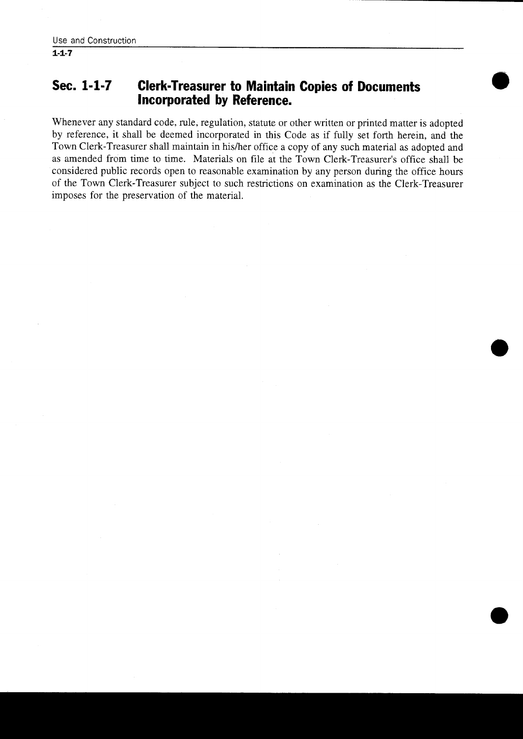## Sec. 1-1-7 Clerk-Treasurer to Maintain Copies of Documents Incorporated by Reference.

Whenever any standard code, rule, regulation, statute or other written or printed matter is adopted by reference, it shall be deemed incorporated in this Code as if fully set forth herein, and the Town Clerk-Treasurer shall maintain in his/her office a copy of any such material as adopted and as amended from time to time. Materials on file at the Town Clerk-Treasurer's office shall be considered public records open to reasonable examination by any person during the office hours of the Town Clerk-Treasurer subject to such restrictions on examination as the Clerk-Treasurer imposes for the preservation of the material.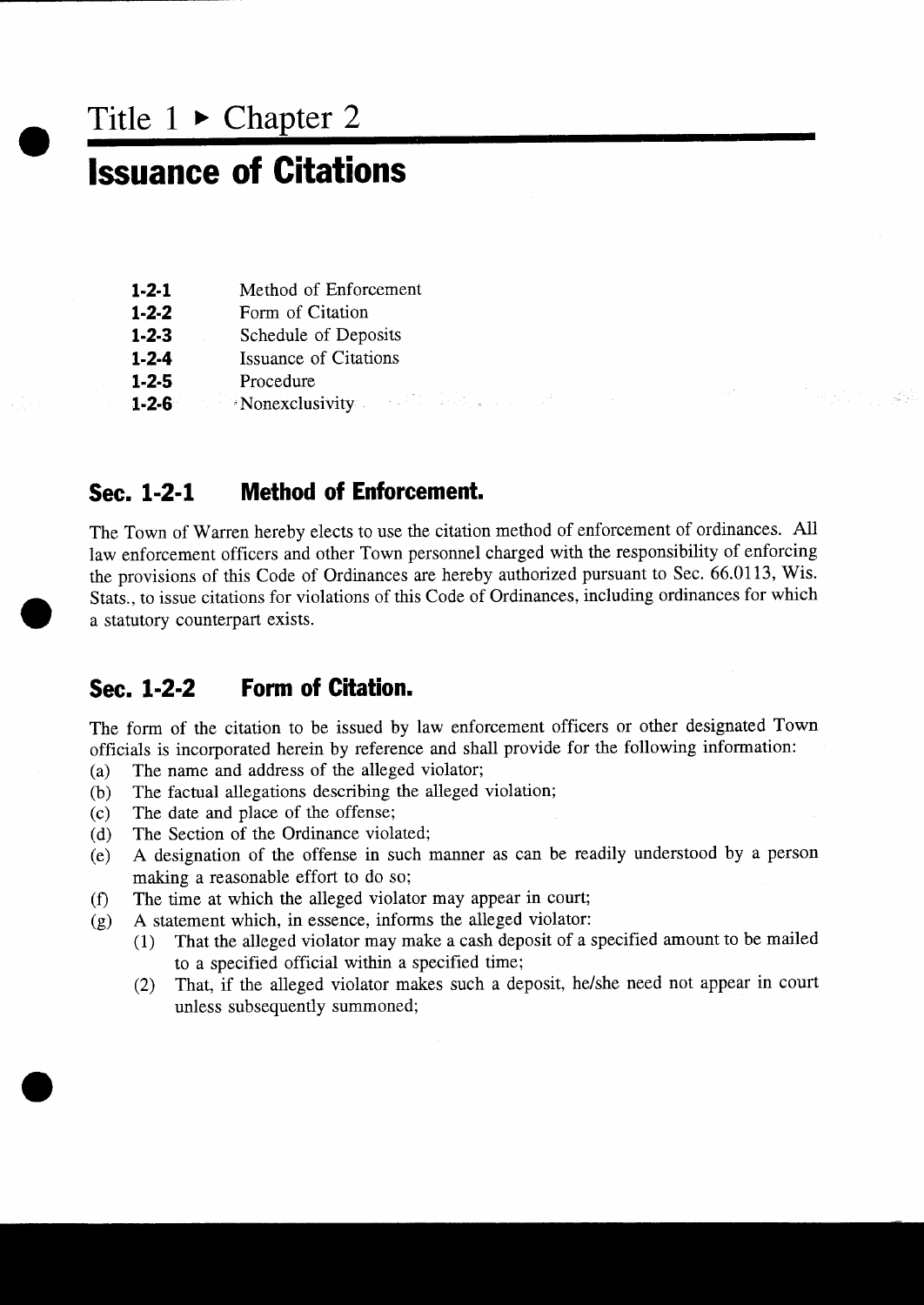# Title 1 ▸ Chapter 2

# Issuance of Citations

| | |
|---|---|
| **1-2-1** | Method of Enforcement |
| **1-2-2** | Form of Citation |
| **1-2-3** | Schedule of Deposits |
| **1-2-4** | Issuance of Citations |
| **1-2-5** | Procedure |
| **1-2-6** | Nonexclusivity |

## Sec. 1-2-1 Method of Enforcement.

The Town of Warren hereby elects to use the citation method of enforcement of ordinances. All law enforcement officers and other Town personnel charged with the responsibility of enforcing the provisions of this Code of Ordinances are hereby authorized pursuant to Sec. 66.0113, Wis. Stats., to issue citations for violations of this Code of Ordinances, including ordinances for which a statutory counterpart exists.

## Sec. 1-2-2 Form of Citation.

The form of the citation to be issued by law enforcement officers or other designated Town officials is incorporated herein by reference and shall provide for the following information:

(a) The name and address of the alleged violator;

(b) The factual allegations describing the alleged violation;

(c) The date and place of the offense;

(d) The Section of the Ordinance violated;

(e) A designation of the offense in such manner as can be readily understood by a person making a reasonable effort to do so;

(f) The time at which the alleged violator may appear in court;

(g) A statement which, in essence, informs the alleged violator:

   (1) That the alleged violator may make a cash deposit of a specified amount to be mailed to a specified official within a specified time;

   (2) That, if the alleged violator makes such a deposit, he/she need not appear in court unless subsequently summoned;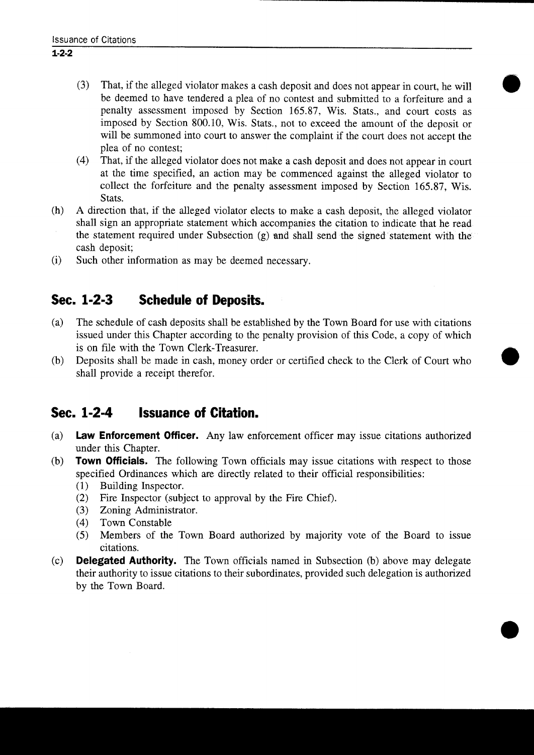(3) That, if the alleged violator makes a cash deposit and does not appear in court, he will be deemed to have tendered a plea of no contest and submitted to a forfeiture and a penalty assessment imposed by Section 165.87, Wis. Stats., and court costs as imposed by Section 800.10, Wis. Stats., not to exceed the amount of the deposit or will be summoned into court to answer the complaint if the court does not accept the plea of no contest;

(4) That, if the alleged violator does not make a cash deposit and does not appear in court at the time specified, an action may be commenced against the alleged violator to collect the forfeiture and the penalty assessment imposed by Section 165.87, Wis. Stats.

(h) A direction that, if the alleged violator elects to make a cash deposit, the alleged violator shall sign an appropriate statement which accompanies the citation to indicate that he read the statement required under Subsection (g) and shall send the signed statement with the cash deposit;

(i) Such other information as may be deemed necessary.

## Sec. 1-2-3 Schedule of Deposits.

(a) The schedule of cash deposits shall be established by the Town Board for use with citations issued under this Chapter according to the penalty provision of this Code, a copy of which is on file with the Town Clerk-Treasurer.

(b) Deposits shall be made in cash, money order or certified check to the Clerk of Court who shall provide a receipt therefor.

## Sec. 1-2-4 Issuance of Citation.

(a) **Law Enforcement Officer.** Any law enforcement officer may issue citations authorized under this Chapter.

(b) **Town Officials.** The following Town officials may issue citations with respect to those specified Ordinances which are directly related to their official responsibilities:

(1) Building Inspector.
(2) Fire Inspector (subject to approval by the Fire Chief).
(3) Zoning Administrator.
(4) Town Constable
(5) Members of the Town Board authorized by majority vote of the Board to issue citations.

(c) **Delegated Authority.** The Town officials named in Subsection (b) above may delegate their authority to issue citations to their subordinates, provided such delegation is authorized by the Town Board.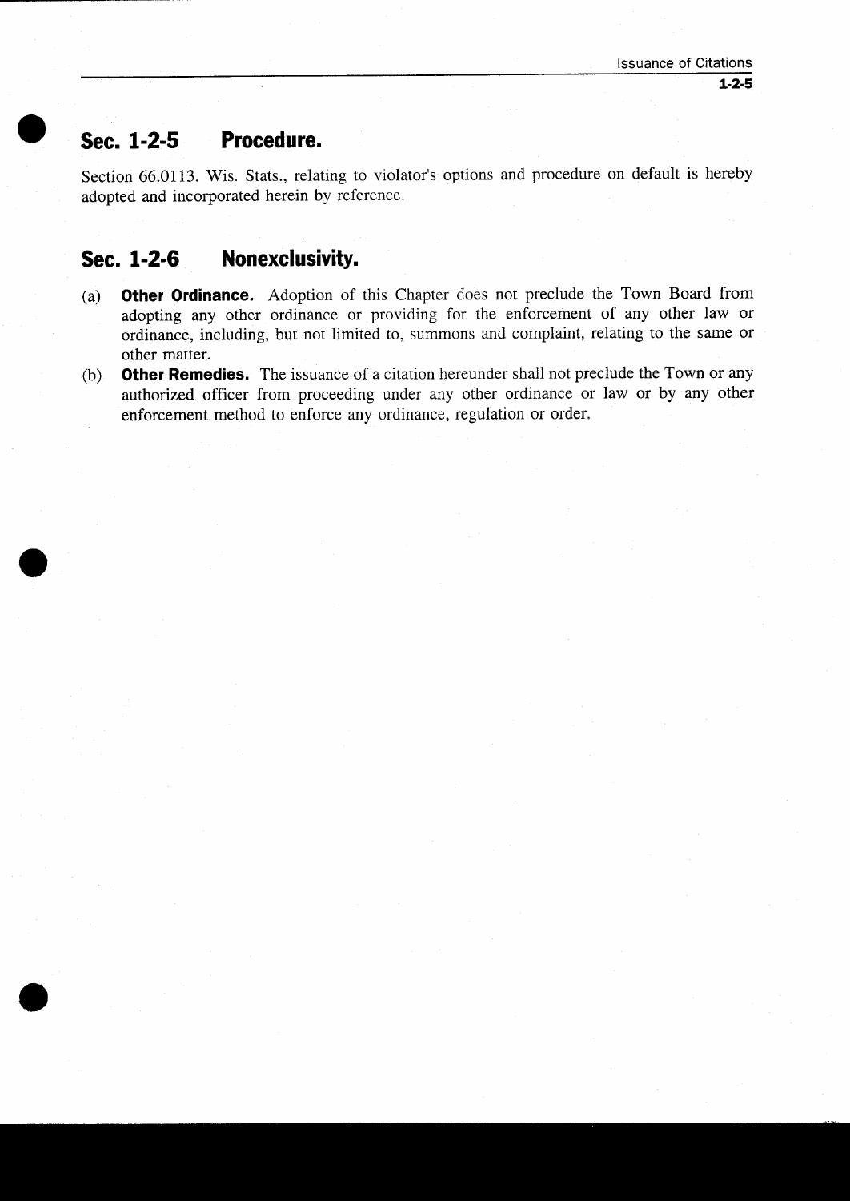## Sec. 1-2-5 Procedure.

Section 66.0113, Wis. Stats., relating to violator's options and procedure on default is hereby adopted and incorporated herein by reference.

## Sec. 1-2-6 Nonexclusivity.

(a) **Other Ordinance.** Adoption of this Chapter does not preclude the Town Board from adopting any other ordinance or providing for the enforcement of any other law or ordinance, including, but not limited to, summons and complaint, relating to the same or other matter.

(b) **Other Remedies.** The issuance of a citation hereunder shall not preclude the Town or any authorized officer from proceeding under any other ordinance or law or by any other enforcement method to enforce any ordinance, regulation or order.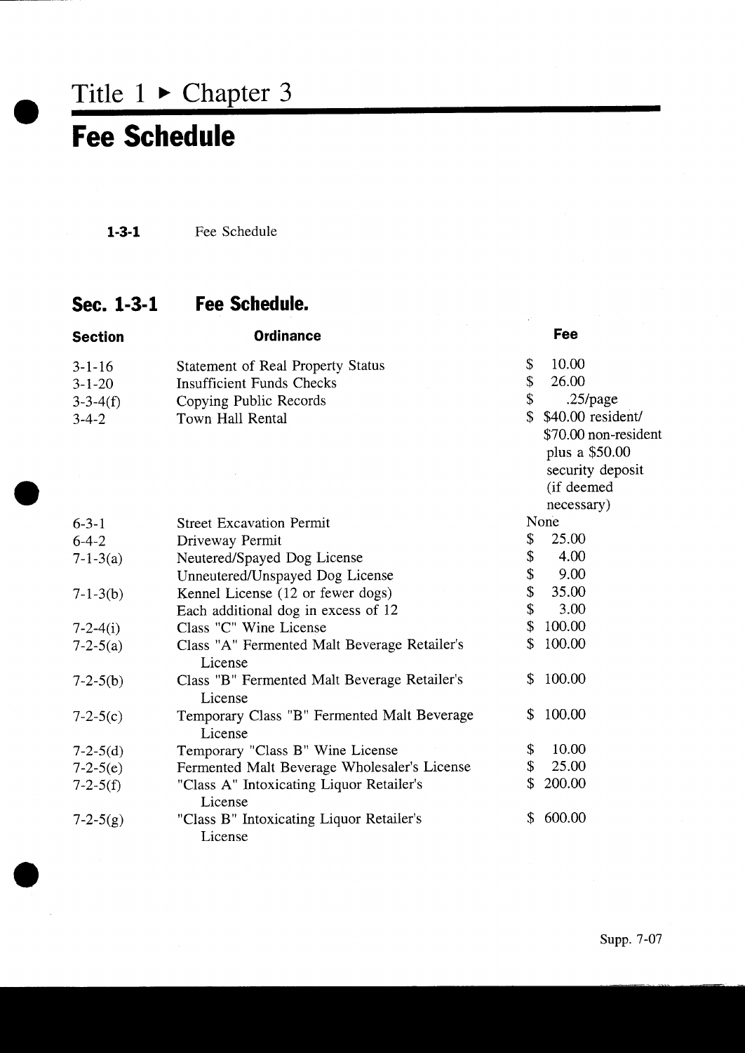# Title 1 ▸ Chapter 3

# Fee Schedule

**1-3-1** Fee Schedule

## Sec. 1-3-1 Fee Schedule.

| Section | Ordinance | Fee |
|---|---|---|
| 3-1-16 | Statement of Real Property Status | $ 10.00 |
| 3-1-20 | Insufficient Funds Checks | $ 26.00 |
| 3-3-4(f) | Copying Public Records | $ .25/page |
| 3-4-2 | Town Hall Rental | $ $40.00 resident/ $70.00 non-resident plus a $50.00 security deposit (if deemed necessary) |
| 6-3-1 | Street Excavation Permit | None |
| 6-4-2 | Driveway Permit | $ 25.00 |
| 7-1-3(a) | Neutered/Spayed Dog License | $ 4.00 |
| | Unneutered/Unspayed Dog License | $ 9.00 |
| 7-1-3(b) | Kennel License (12 or fewer dogs) | $ 35.00 |
| | Each additional dog in excess of 12 | $ 3.00 |
| 7-2-4(i) | Class "C" Wine License | $ 100.00 |
| 7-2-5(a) | Class "A" Fermented Malt Beverage Retailer's License | $ 100.00 |
| 7-2-5(b) | Class "B" Fermented Malt Beverage Retailer's License | $ 100.00 |
| 7-2-5(c) | Temporary Class "B" Fermented Malt Beverage License | $ 100.00 |
| 7-2-5(d) | Temporary "Class B" Wine License | $ 10.00 |
| 7-2-5(e) | Fermented Malt Beverage Wholesaler's License | $ 25.00 |
| 7-2-5(f) | "Class A" Intoxicating Liquor Retailer's License | $ 200.00 |
| 7-2-5(g) | "Class B" Intoxicating Liquor Retailer's License | $ 600.00 |

Supp. 7-07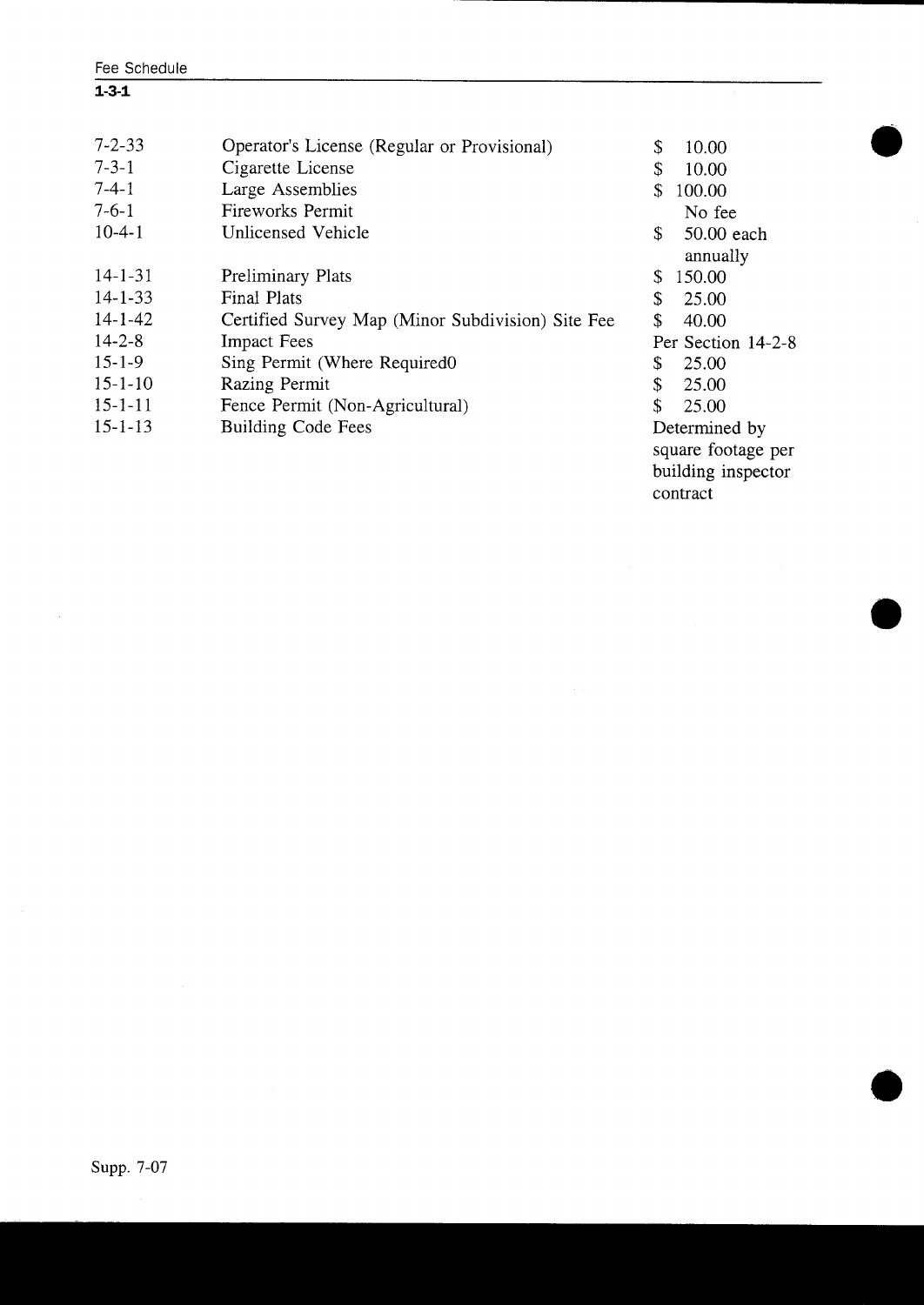| | | |
|---|---|---|
| 7-2-33 | Operator's License (Regular or Provisional) | $ 10.00 |
| 7-3-1 | Cigarette License | $ 10.00 |
| 7-4-1 | Large Assemblies | $ 100.00 |
| 7-6-1 | Fireworks Permit | No fee |
| 10-4-1 | Unlicensed Vehicle | $ 50.00 each annually |
| 14-1-31 | Preliminary Plats | $ 150.00 |
| 14-1-33 | Final Plats | $ 25.00 |
| 14-1-42 | Certified Survey Map (Minor Subdivision) Site Fee | $ 40.00 |
| 14-2-8 | Impact Fees | Per Section 14-2-8 |
| 15-1-9 | Sing Permit (Where Required0 | $ 25.00 |
| 15-1-10 | Razing Permit | $ 25.00 |
| 15-1-11 | Fence Permit (Non-Agricultural) | $ 25.00 |
| 15-1-13 | Building Code Fees | Determined by square footage per building inspector contract |